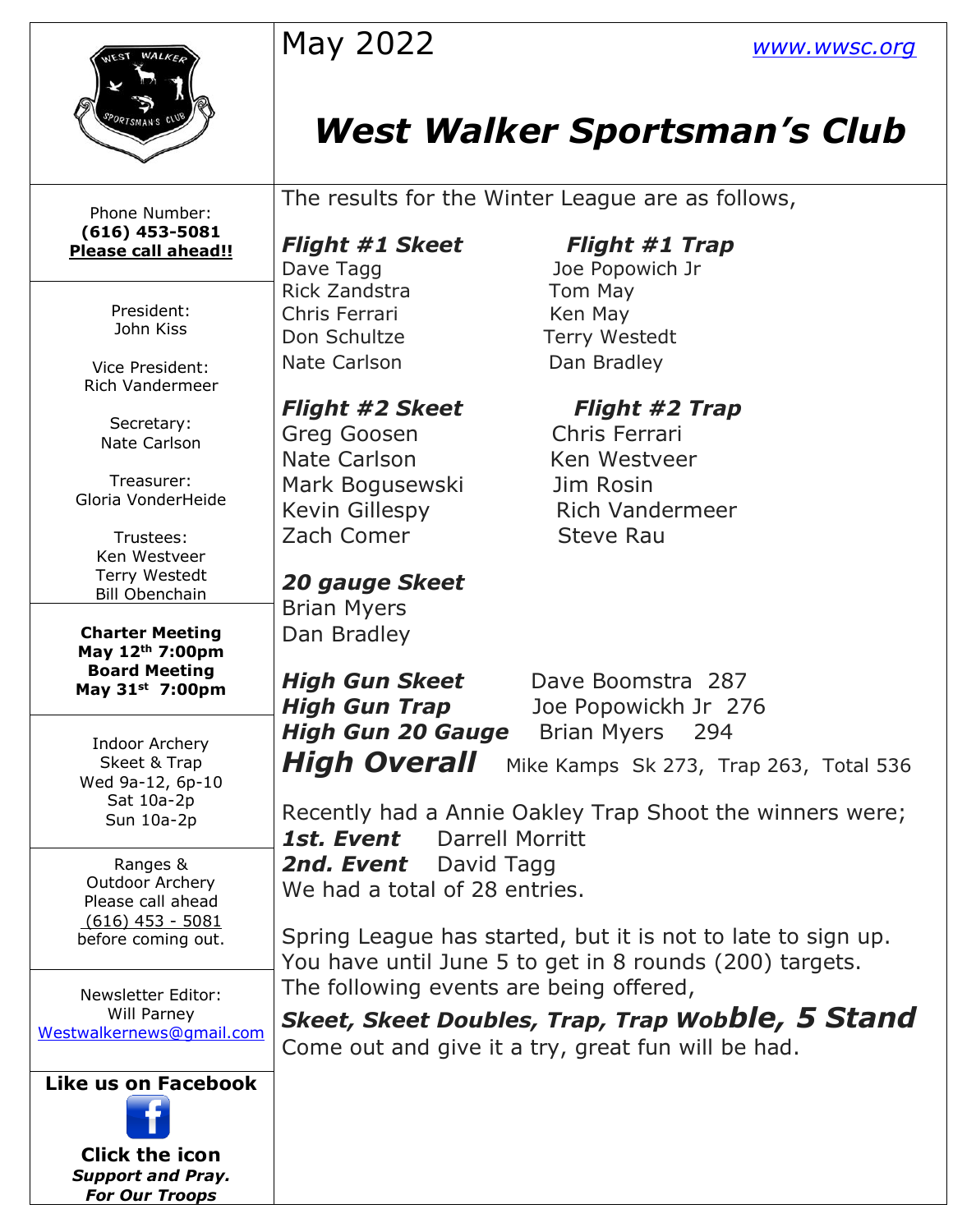# West Walker Sportsman's Club

May 2022

www.wwsc.org

Phone Number:
**(616) 453-5081**
**Please call ahead!!**

President:
John Kiss

Vice President:
Rich Vandermeer

Secretary:
Nate Carlson

Treasurer:
Gloria VonderHeide

Trustees:
Ken Westveer
Terry Westedt
Bill Obenchain

**Charter Meeting**
**May 12th 7:00pm**
**Board Meeting**
**May 31st 7:00pm**

Indoor Archery
Skeet & Trap
Wed 9a-12, 6p-10
Sat 10a-2p
Sun 10a-2p

Ranges &
Outdoor Archery
Please call ahead
(616) 453 - 5081
before coming out.

Newsletter Editor:
Will Parney
Westwalkernews@gmail.com

**Like us on Facebook**

**Click the icon**
***Support and Pray.***
***For Our Troops***

---

The results for the Winter League are as follows,

***Flight #1 Skeet***
Dave Tagg
Rick Zandstra
Chris Ferrari
Don Schultze
Nate Carlson

***Flight #1 Trap***
Joe Popowich Jr
Tom May
Ken May
Terry Westedt
Dan Bradley

***Flight #2 Skeet***
Greg Goosen
Nate Carlson
Mark Bogusewski
Kevin Gillespy
Zach Comer

***Flight #2 Trap***
Chris Ferrari
Ken Westveer
Jim Rosin
Rich Vandermeer
Steve Rau

***20 gauge Skeet***
Brian Myers
Dan Bradley

***High Gun Skeet*** Dave Boomstra 287
***High Gun Trap*** Joe Popowickh Jr 276
***High Gun 20 Gauge*** Brian Myers 294
***High Overall*** Mike Kamps Sk 273, Trap 263, Total 536

Recently had a Annie Oakley Trap Shoot the winners were;
***1st. Event*** Darrell Morritt
***2nd. Event*** David Tagg
We had a total of 28 entries.

Spring League has started, but it is not to late to sign up. You have until June 5 to get in 8 rounds (200) targets. The following events are being offered,

***Skeet, Skeet Doubles, Trap, Trap Wobble, 5 Stand***

Come out and give it a try, great fun will be had.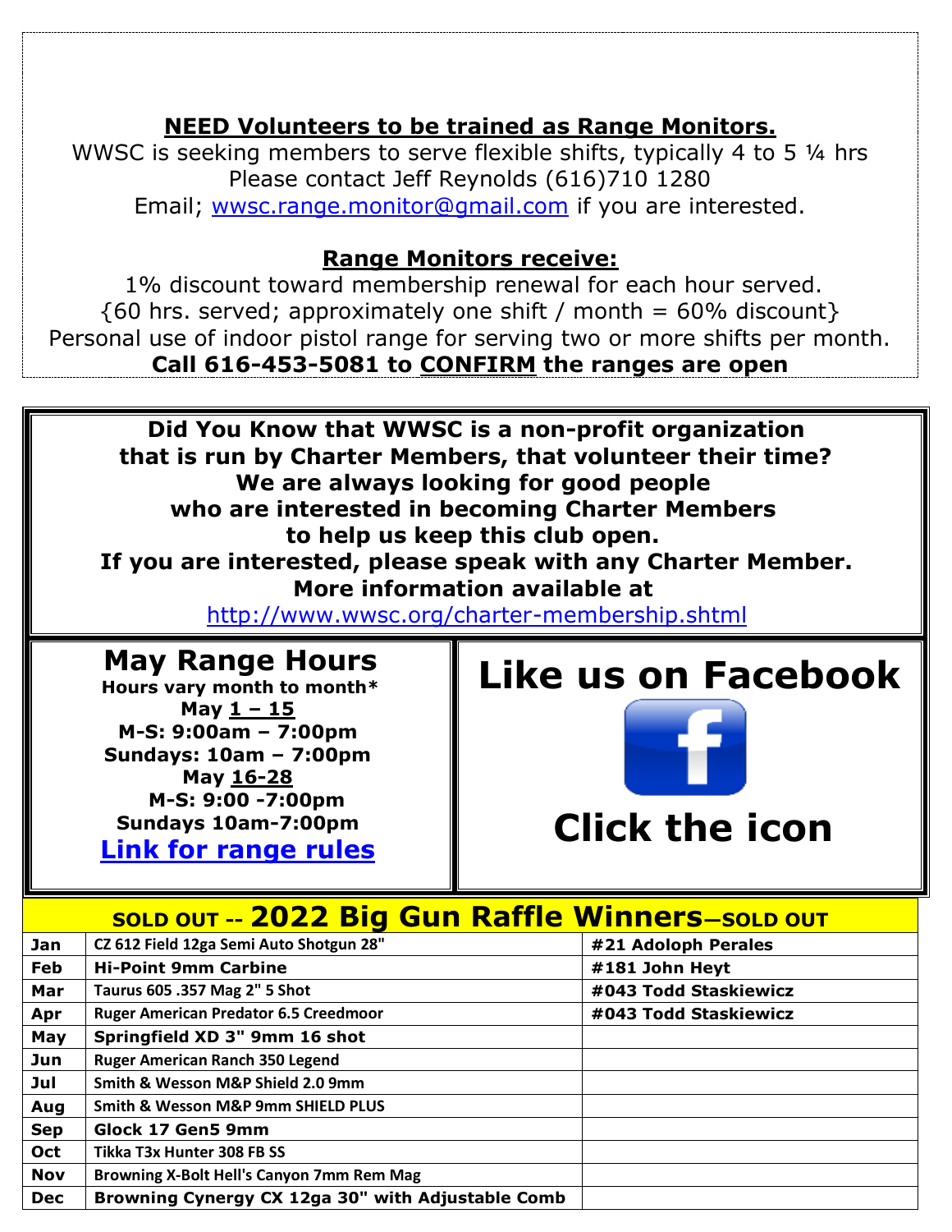**NEED Volunteers to be trained as Range Monitors.**

WWSC is seeking members to serve flexible shifts, typically 4 to 5 ¼ hrs
Please contact Jeff Reynolds (616)710 1280
Email; wwsc.range.monitor@gmail.com if you are interested.

**Range Monitors receive:**

1% discount toward membership renewal for each hour served.
{60 hrs. served; approximately one shift / month = 60% discount}
Personal use of indoor pistol range for serving two or more shifts per month.

**Call 616-453-5081 to CONFIRM the ranges are open**

**Did You Know that WWSC is a non-profit organization that is run by Charter Members, that volunteer their time? We are always looking for good people who are interested in becoming Charter Members to help us keep this club open. If you are interested, please speak with any Charter Member. More information available at**
http://www.wwsc.org/charter-membership.shtml

## May Range Hours

**Hours vary month to month***

**May 1 – 15**
**M-S: 9:00am – 7:00pm**
**Sundays: 10am – 7:00pm**

**May 16-28**
**M-S: 9:00 -7:00pm**
**Sundays 10am-7:00pm**

**Link for range rules**

## Like us on Facebook

## Click the icon

| SOLD OUT -- 2022 Big Gun Raffle Winners—SOLD OUT | | |
|---|---|---|
| Jan | CZ 612 Field 12ga Semi Auto Shotgun 28" | #21 Adoloph Perales |
| Feb | Hi-Point 9mm Carbine | #181 John Heyt |
| Mar | Taurus 605 .357 Mag 2" 5 Shot | #043 Todd Staskiewicz |
| Apr | Ruger American Predator 6.5 Creedmoor | #043 Todd Staskiewicz |
| May | Springfield XD 3" 9mm 16 shot | |
| Jun | Ruger American Ranch 350 Legend | |
| Jul | Smith & Wesson M&P Shield 2.0 9mm | |
| Aug | Smith & Wesson M&P 9mm SHIELD PLUS | |
| Sep | Glock 17 Gen5 9mm | |
| Oct | Tikka T3x Hunter 308 FB SS | |
| Nov | Browning X-Bolt Hell's Canyon 7mm Rem Mag | |
| Dec | Browning Cynergy CX 12ga 30" with Adjustable Comb | |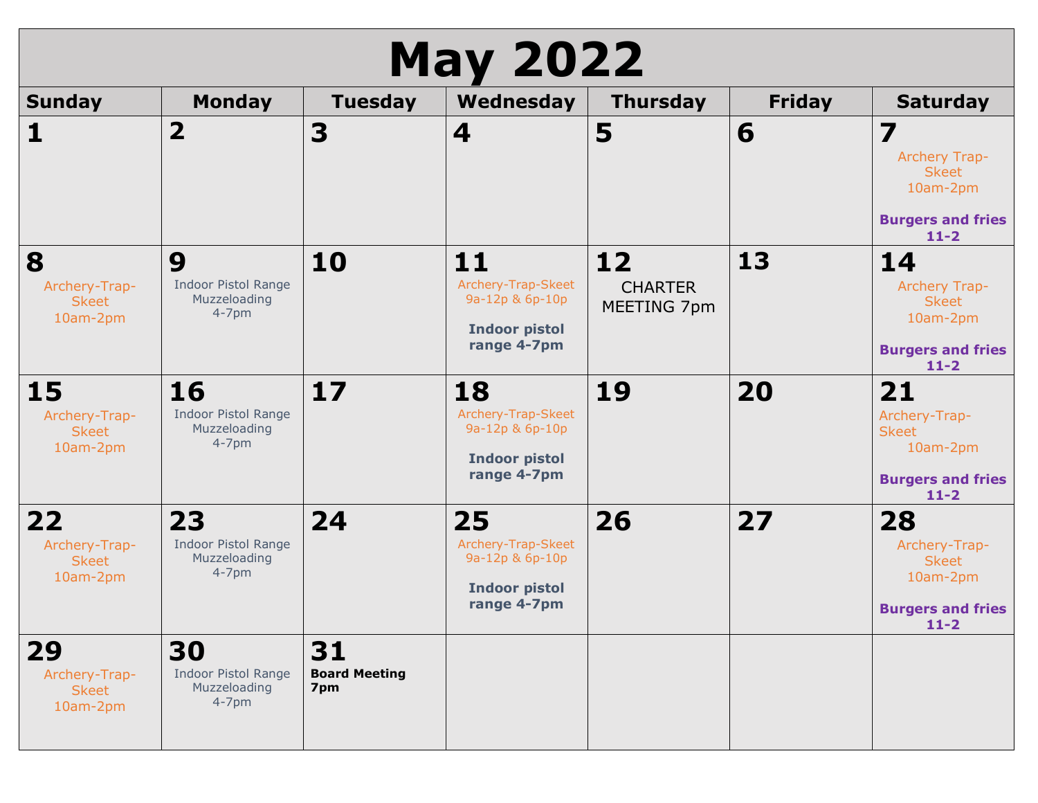# May 2022

| Sunday | Monday | Tuesday | Wednesday | Thursday | Friday | Saturday |
|---|---|---|---|---|---|---|
| **1** | **2** | **3** | **4** | **5** | **6** | **7** Archery Trap-Skeet 10am-2pm **Burgers and fries 11-2** |
| **8** Archery-Trap-Skeet 10am-2pm | **9** Indoor Pistol Range Muzzeloading 4-7pm | **10** | **11** Archery-Trap-Skeet 9a-12p & 6p-10p **Indoor pistol range 4-7pm** | **12** CHARTER MEETING 7pm | **13** | **14** Archery Trap-Skeet 10am-2pm **Burgers and fries 11-2** |
| **15** Archery-Trap-Skeet 10am-2pm | **16** Indoor Pistol Range Muzzeloading 4-7pm | **17** | **18** Archery-Trap-Skeet 9a-12p & 6p-10p **Indoor pistol range 4-7pm** | **19** | **20** | **21** Archery-Trap-Skeet 10am-2pm **Burgers and fries 11-2** |
| **22** Archery-Trap-Skeet 10am-2pm | **23** Indoor Pistol Range Muzzeloading 4-7pm | **24** | **25** Archery-Trap-Skeet 9a-12p & 6p-10p **Indoor pistol range 4-7pm** | **26** | **27** | **28** Archery-Trap-Skeet 10am-2pm **Burgers and fries 11-2** |
| **29** Archery-Trap-Skeet 10am-2pm | **30** Indoor Pistol Range Muzzeloading 4-7pm | **31** **Board Meeting 7pm** | | | | |